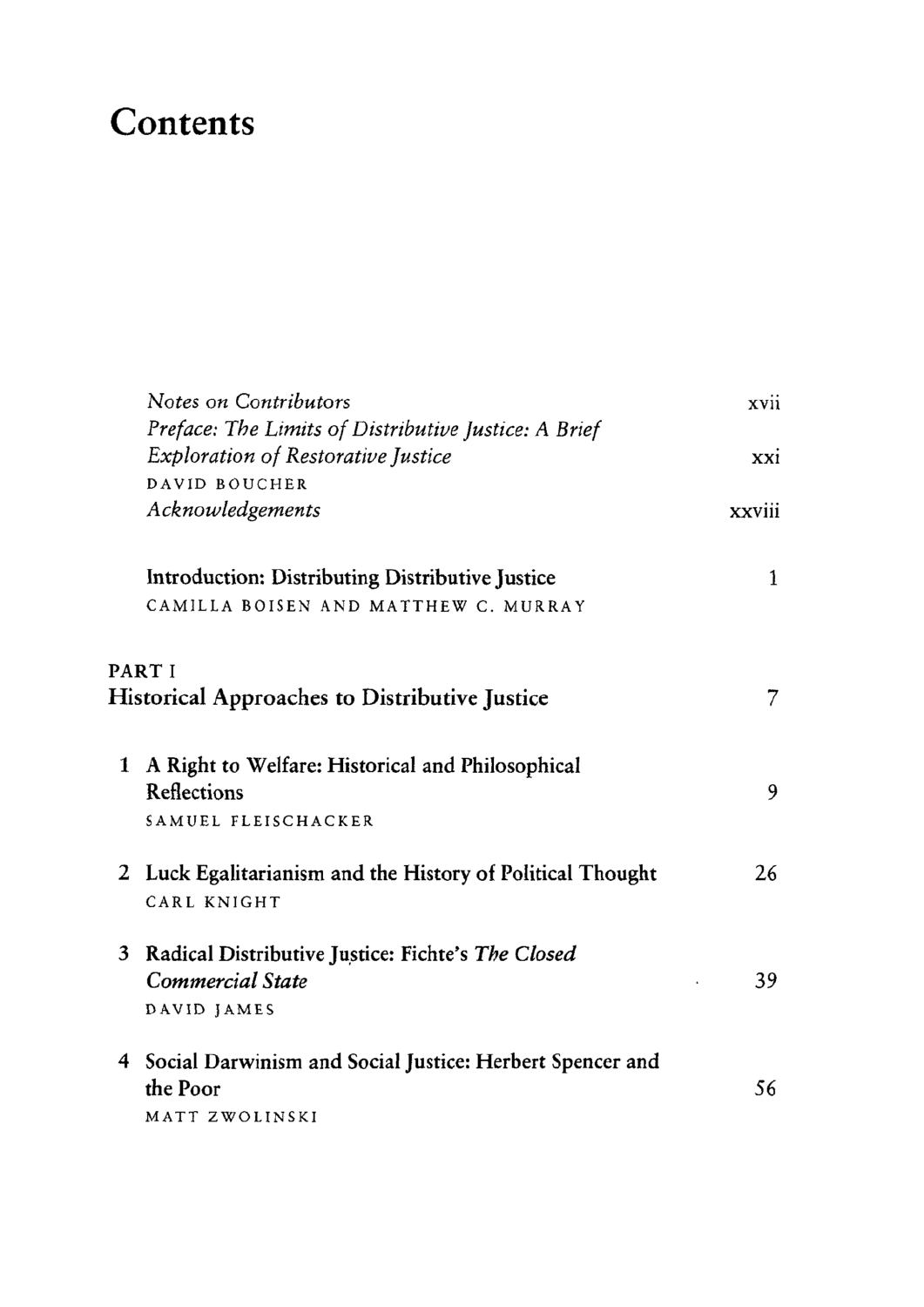# Contents

*Notes on Contributors* xvii

*Preface: The Limits of Distributive Justice: A Brief Exploration of Restorative Justice* xxi
DAVID BOUCHER

*Acknowledgements* xxviii

Introduction: Distributing Distributive Justice 1
CAMILLA BOISEN AND MATTHEW C. MURRAY

## PART I
## Historical Approaches to Distributive Justice 7

1 A Right to Welfare: Historical and Philosophical Reflections 9
SAMUEL FLEISCHACKER

2 Luck Egalitarianism and the History of Political Thought 26
CARL KNIGHT

3 Radical Distributive Justice: Fichte's *The Closed Commercial State* 39
DAVID JAMES

4 Social Darwinism and Social Justice: Herbert Spencer and the Poor 56
MATT ZWOLINSKI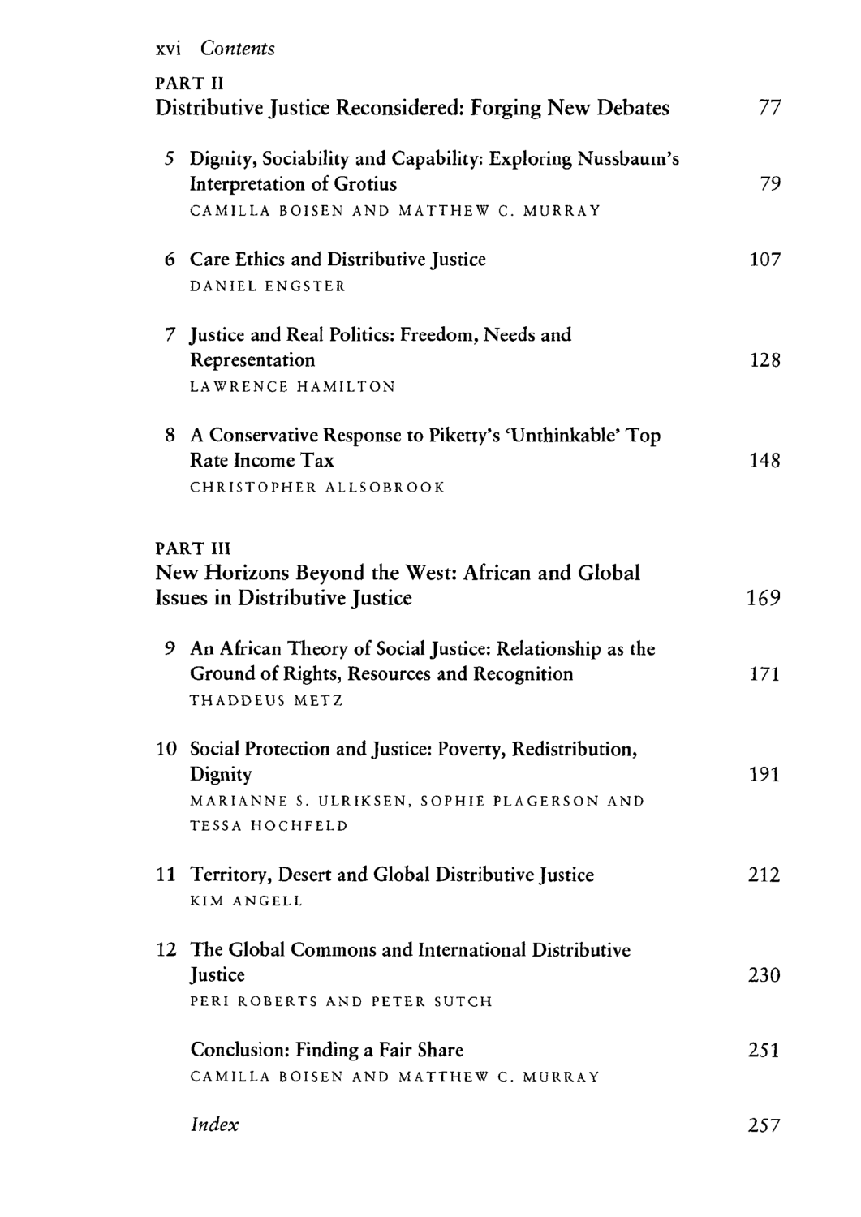## PART II

## Distributive Justice Reconsidered: Forging New Debates — 77

5 Dignity, Sociability and Capability: Exploring Nussbaum's Interpretation of Grotius — 79
CAMILLA BOISEN AND MATTHEW C. MURRAY

6 Care Ethics and Distributive Justice — 107
DANIEL ENGSTER

7 Justice and Real Politics: Freedom, Needs and Representation — 128
LAWRENCE HAMILTON

8 A Conservative Response to Piketty's 'Unthinkable' Top Rate Income Tax — 148
CHRISTOPHER ALLSOBROOK

## PART III

## New Horizons Beyond the West: African and Global Issues in Distributive Justice — 169

9 An African Theory of Social Justice: Relationship as the Ground of Rights, Resources and Recognition — 171
THADDEUS METZ

10 Social Protection and Justice: Poverty, Redistribution, Dignity — 191
MARIANNE S. ULRIKSEN, SOPHIE PLAGERSON AND TESSA HOCHFELD

11 Territory, Desert and Global Distributive Justice — 212
KIM ANGELL

12 The Global Commons and International Distributive Justice — 230
PERI ROBERTS AND PETER SUTCH

Conclusion: Finding a Fair Share — 251
CAMILLA BOISEN AND MATTHEW C. MURRAY

*Index* — 257